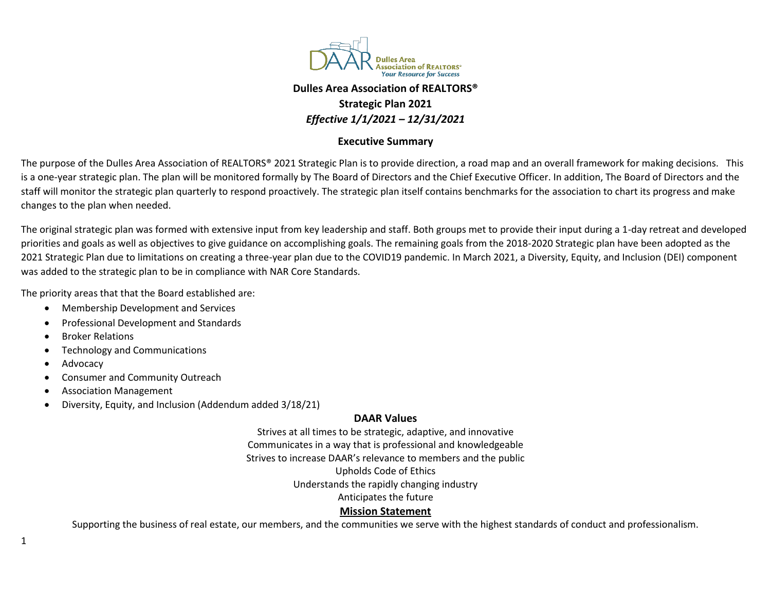# Dulles Area Association of REALTORS®

## Strategic Plan 2021

*Effective 1/1/2021 – 12/31/2021*

### Executive Summary

The purpose of the Dulles Area Association of REALTORS® 2021 Strategic Plan is to provide direction, a road map and an overall framework for making decisions. This is a one-year strategic plan. The plan will be monitored formally by The Board of Directors and the Chief Executive Officer. In addition, The Board of Directors and the staff will monitor the strategic plan quarterly to respond proactively. The strategic plan itself contains benchmarks for the association to chart its progress and make changes to the plan when needed.

The original strategic plan was formed with extensive input from key leadership and staff. Both groups met to provide their input during a 1-day retreat and developed priorities and goals as well as objectives to give guidance on accomplishing goals. The remaining goals from the 2018-2020 Strategic plan have been adopted as the 2021 Strategic Plan due to limitations on creating a three-year plan due to the COVID19 pandemic. In March 2021, a Diversity, Equity, and Inclusion (DEI) component was added to the strategic plan to be in compliance with NAR Core Standards.

The priority areas that that the Board established are:

- Membership Development and Services
- Professional Development and Standards
- Broker Relations
- Technology and Communications
- Advocacy
- Consumer and Community Outreach
- Association Management
- Diversity, Equity, and Inclusion (Addendum added 3/18/21)

### DAAR Values

Strives at all times to be strategic, adaptive, and innovative
Communicates in a way that is professional and knowledgeable
Strives to increase DAAR's relevance to members and the public
Upholds Code of Ethics
Understands the rapidly changing industry
Anticipates the future

### Mission Statement

Supporting the business of real estate, our members, and the communities we serve with the highest standards of conduct and professionalism.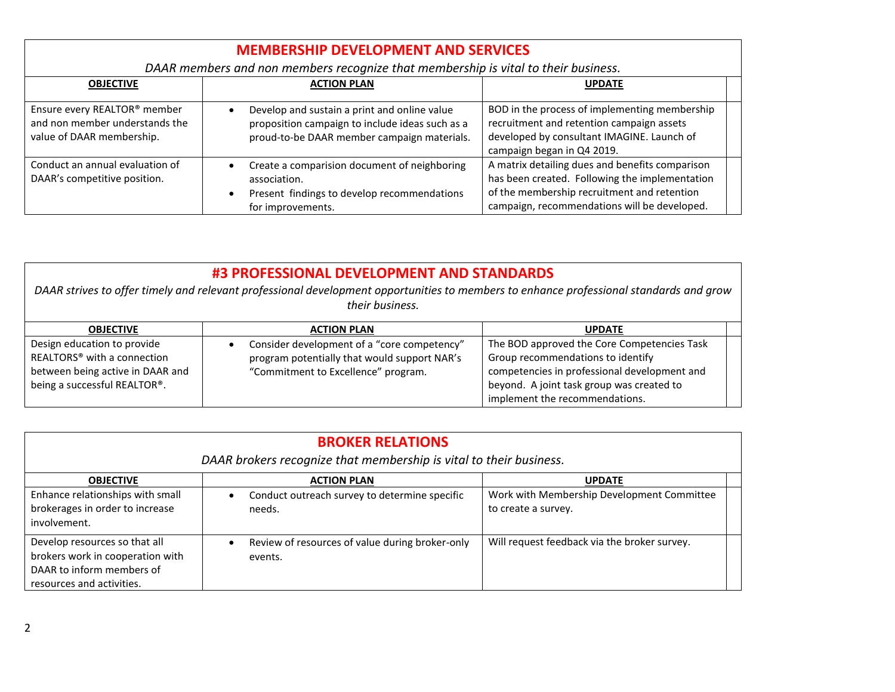## MEMBERSHIP DEVELOPMENT AND SERVICES

*DAAR members and non members recognize that membership is vital to their business.*

| OBJECTIVE | ACTION PLAN | UPDATE |
|---|---|---|
| Ensure every REALTOR® member and non member understands the value of DAAR membership. | • Develop and sustain a print and online value proposition campaign to include ideas such as a proud-to-be DAAR member campaign materials. | BOD in the process of implementing membership recruitment and retention campaign assets developed by consultant IMAGINE. Launch of campaign began in Q4 2019. |
| Conduct an annual evaluation of DAAR's competitive position. | • Create a comparision document of neighboring association.<br>• Present findings to develop recommendations for improvements. | A matrix detailing dues and benefits comparison has been created. Following the implementation of the membership recruitment and retention campaign, recommendations will be developed. |

## #3 PROFESSIONAL DEVELOPMENT AND STANDARDS

*DAAR strives to offer timely and relevant professional development opportunities to members to enhance professional standards and grow their business.*

| OBJECTIVE | ACTION PLAN | UPDATE |
|---|---|---|
| Design education to provide REALTORS® with a connection between being active in DAAR and being a successful REALTOR®. | • Consider development of a "core competency" program potentially that would support NAR's "Commitment to Excellence" program. | The BOD approved the Core Competencies Task Group recommendations to identify competencies in professional development and beyond. A joint task group was created to implement the recommendations. |

## BROKER RELATIONS

*DAAR brokers recognize that membership is vital to their business.*

| OBJECTIVE | ACTION PLAN | UPDATE |
|---|---|---|
| Enhance relationships with small brokerages in order to increase involvement. | • Conduct outreach survey to determine specific needs. | Work with Membership Development Committee to create a survey. |
| Develop resources so that all brokers work in cooperation with DAAR to inform members of resources and activities. | • Review of resources of value during broker-only events. | Will request feedback via the broker survey. |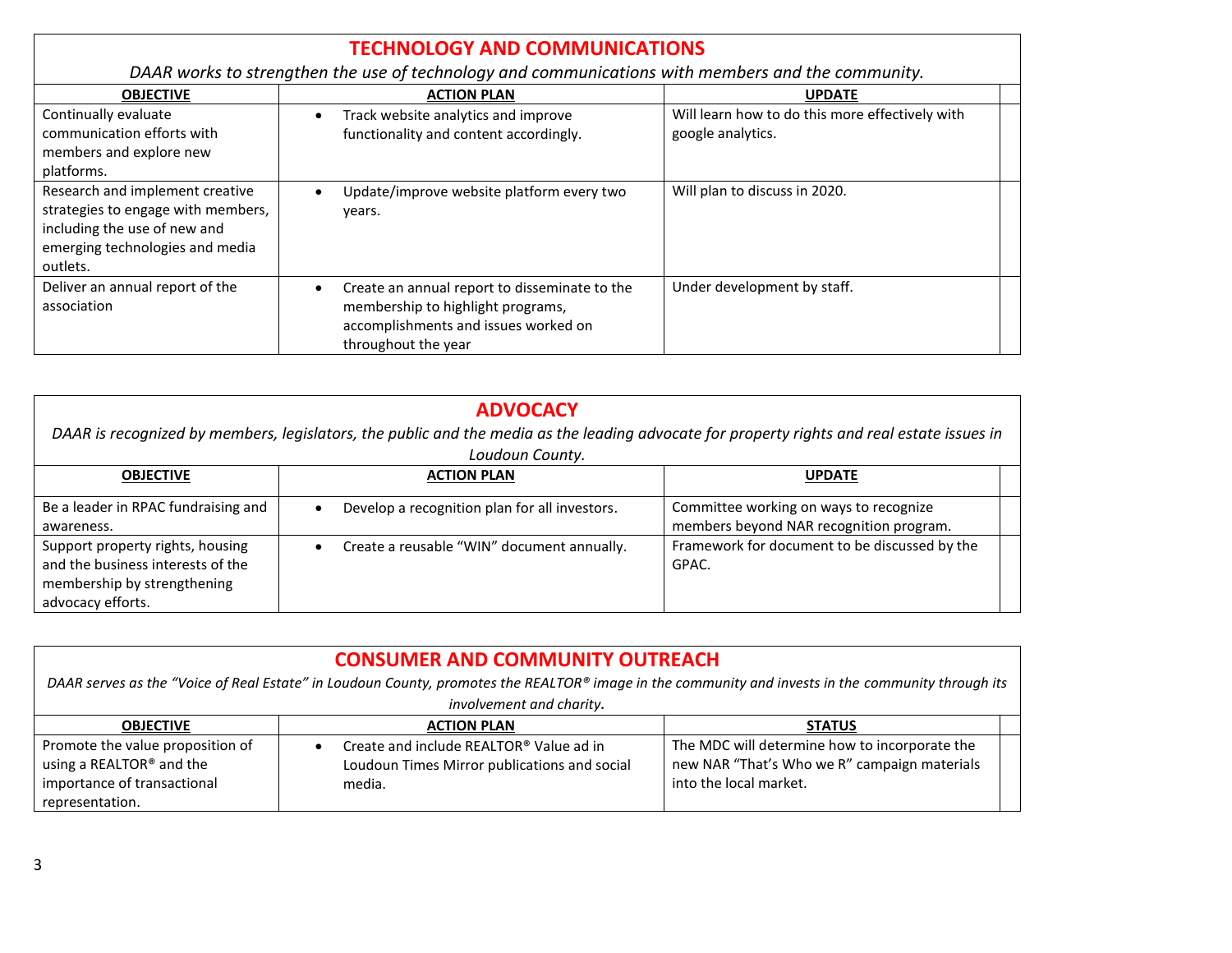## TECHNOLOGY AND COMMUNICATIONS

*DAAR works to strengthen the use of technology and communications with members and the community.*

| OBJECTIVE | ACTION PLAN | UPDATE |
| --- | --- | --- |
| Continually evaluate communication efforts with members and explore new platforms. | • Track website analytics and improve functionality and content accordingly. | Will learn how to do this more effectively with google analytics. |
| Research and implement creative strategies to engage with members, including the use of new and emerging technologies and media outlets. | • Update/improve website platform every two years. | Will plan to discuss in 2020. |
| Deliver an annual report of the association | • Create an annual report to disseminate to the membership to highlight programs, accomplishments and issues worked on throughout the year | Under development by staff. |

## ADVOCACY

*DAAR is recognized by members, legislators, the public and the media as the leading advocate for property rights and real estate issues in Loudoun County.*

| OBJECTIVE | ACTION PLAN | UPDATE |
| --- | --- | --- |
| Be a leader in RPAC fundraising and awareness. | • Develop a recognition plan for all investors. | Committee working on ways to recognize members beyond NAR recognition program. |
| Support property rights, housing and the business interests of the membership by strengthening advocacy efforts. | • Create a reusable "WIN" document annually. | Framework for document to be discussed by the GPAC. |

## CONSUMER AND COMMUNITY OUTREACH

*DAAR serves as the "Voice of Real Estate" in Loudoun County, promotes the REALTOR® image in the community and invests in the community through its involvement and charity.*

| OBJECTIVE | ACTION PLAN | STATUS |
| --- | --- | --- |
| Promote the value proposition of using a REALTOR® and the importance of transactional representation. | • Create and include REALTOR® Value ad in Loudoun Times Mirror publications and social media. | The MDC will determine how to incorporate the new NAR "That's Who we R" campaign materials into the local market. |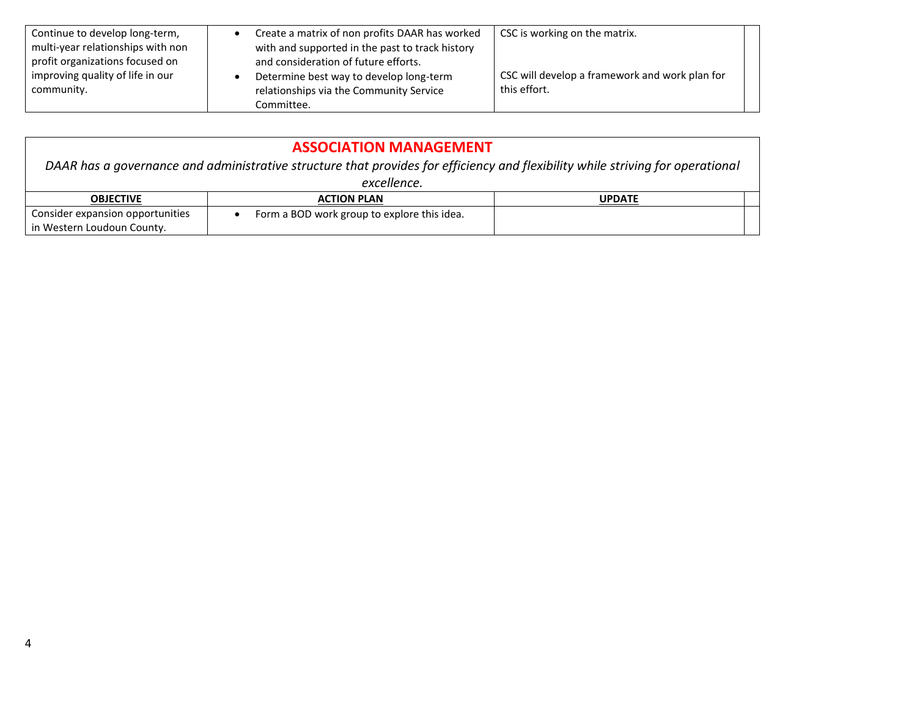| | | | |
|---|---|---|---|
| Continue to develop long-term, multi-year relationships with non profit organizations focused on improving quality of life in our community. | • Create a matrix of non profits DAAR has worked with and supported in the past to track history and consideration of future efforts.<br>• Determine best way to develop long-term relationships via the Community Service Committee. | CSC is working on the matrix.<br><br>CSC will develop a framework and work plan for this effort. | |

## ASSOCIATION MANAGEMENT

*DAAR has a governance and administrative structure that provides for efficiency and flexibility while striving for operational excellence.*

| OBJECTIVE | ACTION PLAN | UPDATE | |
|---|---|---|---|
| Consider expansion opportunities in Western Loudoun County. | • Form a BOD work group to explore this idea. | | |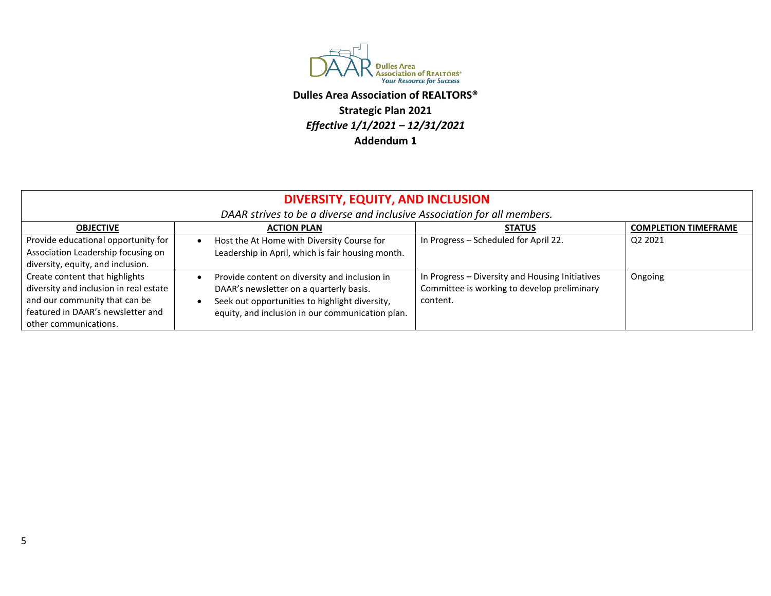**Dulles Area Association of REALTORS®**

**Strategic Plan 2021**

***Effective 1/1/2021 – 12/31/2021***

**Addendum 1**

## DIVERSITY, EQUITY, AND INCLUSION

*DAAR strives to be a diverse and inclusive Association for all members.*

| OBJECTIVE | ACTION PLAN | STATUS | COMPLETION TIMEFRAME |
|---|---|---|---|
| Provide educational opportunity for Association Leadership focusing on diversity, equity, and inclusion. | • Host the At Home with Diversity Course for Leadership in April, which is fair housing month. | In Progress – Scheduled for April 22. | Q2 2021 |
| Create content that highlights diversity and inclusion in real estate and our community that can be featured in DAAR's newsletter and other communications. | • Provide content on diversity and inclusion in DAAR's newsletter on a quarterly basis.<br>• Seek out opportunities to highlight diversity, equity, and inclusion in our communication plan. | In Progress – Diversity and Housing Initiatives Committee is working to develop preliminary content. | Ongoing |